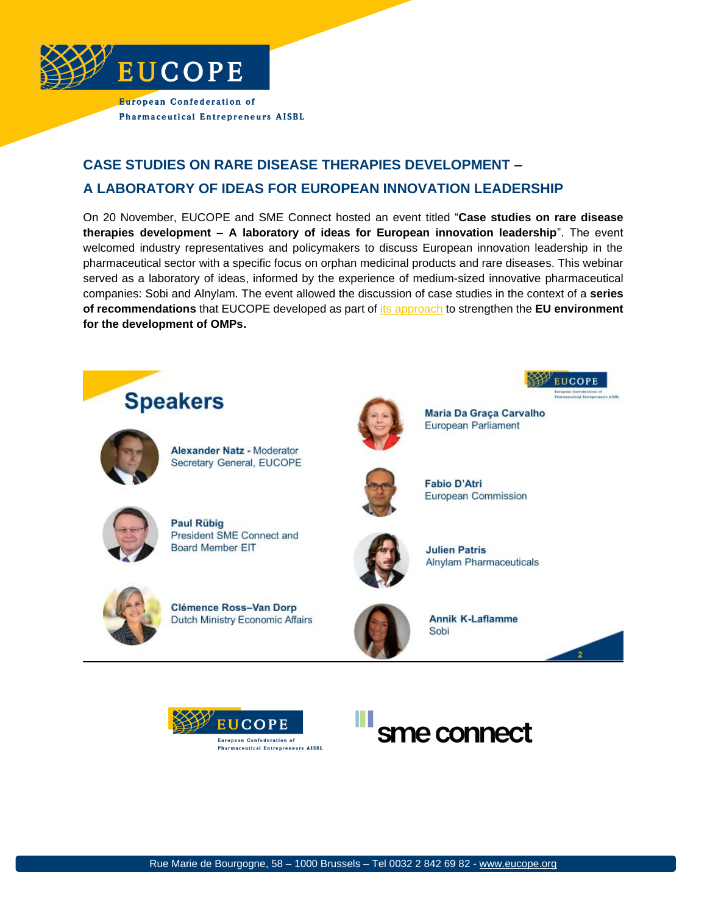EUCOPE

European Confederation of Pharmaceutical Entrepreneurs AISBL

## CASE STUDIES ON RARE DISEASE THERAPIES DEVELOPMENT – A LABORATORY OF IDEAS FOR EUROPEAN INNOVATION LEADERSHIP

On 20 November, EUCOPE and SME Connect hosted an event titled "**Case studies on rare disease therapies development – A laboratory of ideas for European innovation leadership**". The event welcomed industry representatives and policymakers to discuss European innovation leadership in the pharmaceutical sector with a specific focus on orphan medicinal products and rare diseases. This webinar served as a laboratory of ideas, informed by the experience of medium-sized innovative pharmaceutical companies: Sobi and Alnylam. The event allowed the discussion of case studies in the context of a **series of recommendations** that EUCOPE developed as part of its approach to strengthen the **EU environment for the development of OMPs.**

## Speakers

**Alexander Natz** - Moderator
Secretary General, EUCOPE

**Paul Rübig**
President SME Connect and Board Member EIT

**Clémence Ross–Van Dorp**
Dutch Ministry Economic Affairs

**Maria Da Graça Carvalho**
European Parliament

**Fabio D'Atri**
European Commission

**Julien Patris**
Alnylam Pharmaceuticals

**Annik K-Laflamme**
Sobi

EUCOPE – European Confederation of Pharmaceutical Entrepreneurs AISBL

sme connect

Rue Marie de Bourgogne, 58 – 1000 Brussels – Tel 0032 2 842 69 82 - www.eucope.org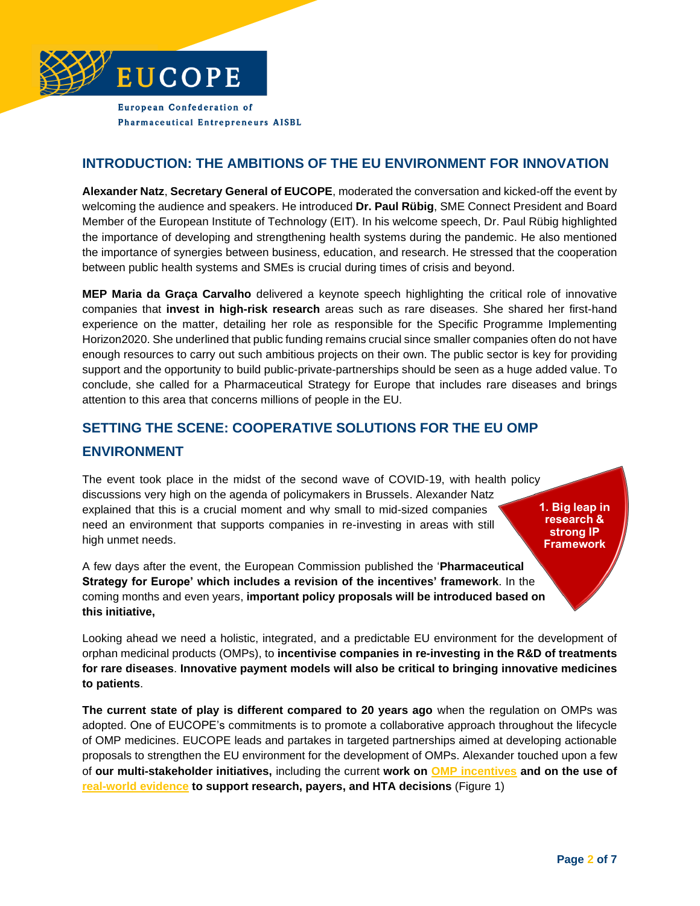## INTRODUCTION: THE AMBITIONS OF THE EU ENVIRONMENT FOR INNOVATION

**Alexander Natz**, **Secretary General of EUCOPE**, moderated the conversation and kicked-off the event by welcoming the audience and speakers. He introduced **Dr. Paul Rübig**, SME Connect President and Board Member of the European Institute of Technology (EIT). In his welcome speech, Dr. Paul Rübig highlighted the importance of developing and strengthening health systems during the pandemic. He also mentioned the importance of synergies between business, education, and research. He stressed that the cooperation between public health systems and SMEs is crucial during times of crisis and beyond.

**MEP Maria da Graça Carvalho** delivered a keynote speech highlighting the critical role of innovative companies that **invest in high-risk research** areas such as rare diseases. She shared her first-hand experience on the matter, detailing her role as responsible for the Specific Programme Implementing Horizon2020. She underlined that public funding remains crucial since smaller companies often do not have enough resources to carry out such ambitious projects on their own. The public sector is key for providing support and the opportunity to build public-private-partnerships should be seen as a huge added value. To conclude, she called for a Pharmaceutical Strategy for Europe that includes rare diseases and brings attention to this area that concerns millions of people in the EU.

## SETTING THE SCENE: COOPERATIVE SOLUTIONS FOR THE EU OMP ENVIRONMENT

The event took place in the midst of the second wave of COVID-19, with health policy discussions very high on the agenda of policymakers in Brussels. Alexander Natz explained that this is a crucial moment and why small to mid-sized companies need an environment that supports companies in re-investing in areas with still high unmet needs.

**1. Big leap in research & strong IP Framework**

A few days after the event, the European Commission published the '**Pharmaceutical Strategy for Europe' which includes a revision of the incentives' framework**. In the coming months and even years, **important policy proposals will be introduced based on this initiative,**

Looking ahead we need a holistic, integrated, and a predictable EU environment for the development of orphan medicinal products (OMPs), to **incentivise companies in re-investing in the R&D of treatments for rare diseases**. **Innovative payment models will also be critical to bringing innovative medicines to patients**.

**The current state of play is different compared to 20 years ago** when the regulation on OMPs was adopted. One of EUCOPE's commitments is to promote a collaborative approach throughout the lifecycle of OMP medicines. EUCOPE leads and partakes in targeted partnerships aimed at developing actionable proposals to strengthen the EU environment for the development of OMPs. Alexander touched upon a few of **our multi-stakeholder initiatives,** including the current **work on OMP incentives and on the use of real-world evidence to support research, payers, and HTA decisions** (Figure 1)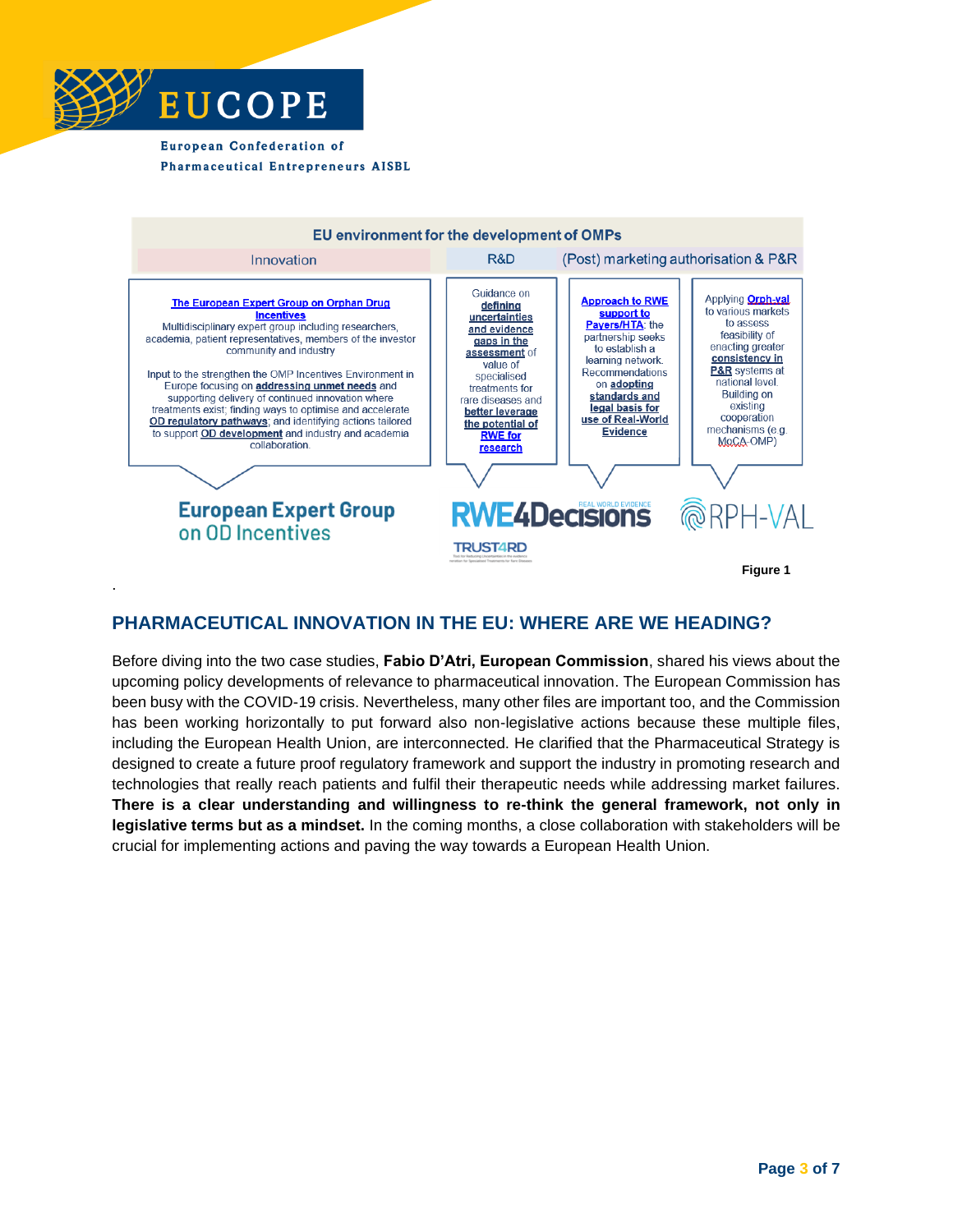EUCOPE

European Confederation of Pharmaceutical Entrepreneurs AISBL

**EU environment for the development of OMPs**

| Innovation | R&D | (Post) marketing authorisation & P&R | |
|---|---|---|---|
| **The European Expert Group on Orphan Drug Incentives** Multidisciplinary expert group including researchers, academia, patient representatives, members of the investor community and industry. Input to the strengthen the OMP Incentives Environment in Europe focusing on **addressing unmet needs** and supporting delivery of continued innovation where treatments exist; finding ways to optimise and accelerate **OD regulatory pathways**; and identifying actions tailored to support **OD development** and industry and academia collaboration. | Guidance on **defining uncertainties and evidence gaps in the assessment** of value of specialised treatments for rare diseases and **better leverage the potential of RWE for research** | **Approach to RWE support to Payers/HTA**: the partnership seeks to establish a learning network. Recommendations on **adopting standards and legal basis for use of Real-World Evidence** | Applying **Orph-val** to various markets to assess feasibility of enacting greater **consistency in P&R** systems at national level. Building on existing cooperation mechanisms (e.g. MoCA-OMP) |
| European Expert Group on OD Incentives | TRUST4RD | RWE4Decisions | ORPH-VAL |

Figure 1

## PHARMACEUTICAL INNOVATION IN THE EU: WHERE ARE WE HEADING?

Before diving into the two case studies, **Fabio D'Atri, European Commission**, shared his views about the upcoming policy developments of relevance to pharmaceutical innovation. The European Commission has been busy with the COVID-19 crisis. Nevertheless, many other files are important too, and the Commission has been working horizontally to put forward also non-legislative actions because these multiple files, including the European Health Union, are interconnected. He clarified that the Pharmaceutical Strategy is designed to create a future proof regulatory framework and support the industry in promoting research and technologies that really reach patients and fulfil their therapeutic needs while addressing market failures. **There is a clear understanding and willingness to re-think the general framework, not only in legislative terms but as a mindset.** In the coming months, a close collaboration with stakeholders will be crucial for implementing actions and paving the way towards a European Health Union.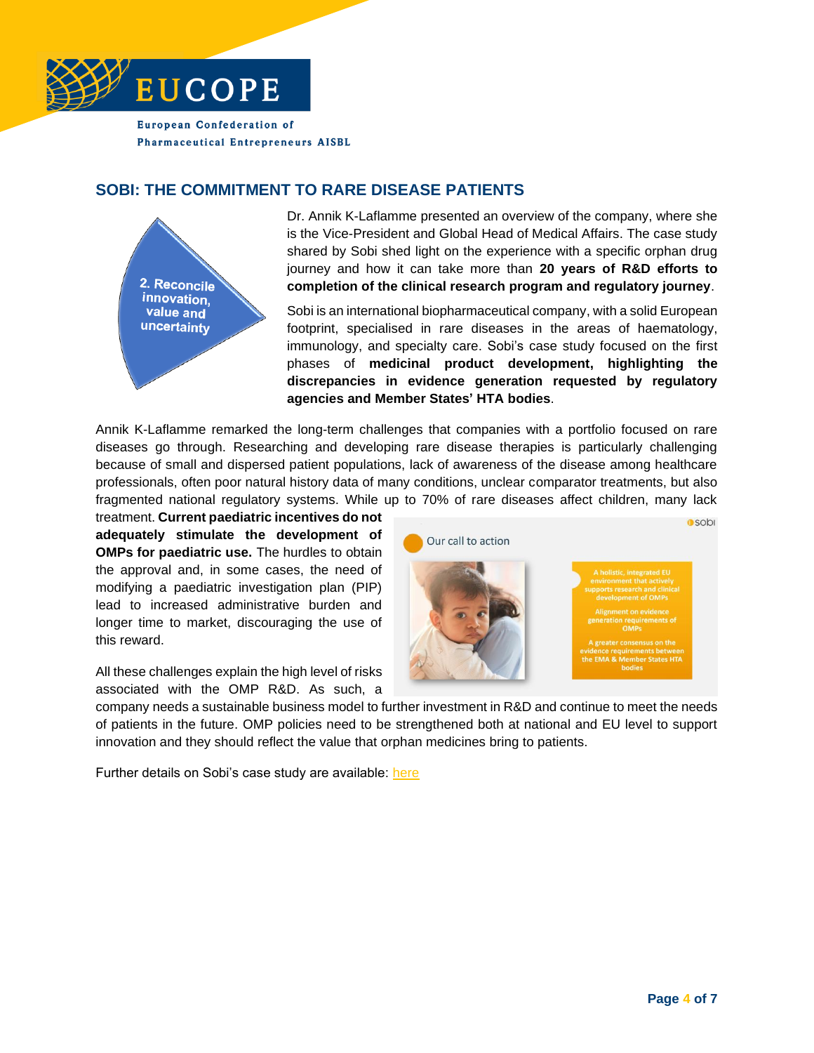## SOBI: THE COMMITMENT TO RARE DISEASE PATIENTS

2. Reconcile innovation, value and uncertainty

Dr. Annik K-Laflamme presented an overview of the company, where she is the Vice-President and Global Head of Medical Affairs. The case study shared by Sobi shed light on the experience with a specific orphan drug journey and how it can take more than **20 years of R&D efforts to completion of the clinical research program and regulatory journey**.

Sobi is an international biopharmaceutical company, with a solid European footprint, specialised in rare diseases in the areas of haematology, immunology, and specialty care. Sobi's case study focused on the first phases of **medicinal product development, highlighting the discrepancies in evidence generation requested by regulatory agencies and Member States' HTA bodies**.

Annik K-Laflamme remarked the long-term challenges that companies with a portfolio focused on rare diseases go through. Researching and developing rare disease therapies is particularly challenging because of small and dispersed patient populations, lack of awareness of the disease among healthcare professionals, often poor natural history data of many conditions, unclear comparator treatments, but also fragmented national regulatory systems. While up to 70% of rare diseases affect children, many lack treatment. **Current paediatric incentives do not adequately stimulate the development of OMPs for paediatric use.** The hurdles to obtain the approval and, in some cases, the need of modifying a paediatric investigation plan (PIP) lead to increased administrative burden and longer time to market, discouraging the use of this reward.

Our call to action

- A holistic, integrated EU environment that actively supports research and clinical development of OMPs
- Alignment on evidence generation requirements of OMPs
- A greater consensus on the evidence requirements between the EMA & Member States HTA bodies

All these challenges explain the high level of risks associated with the OMP R&D. As such, a company needs a sustainable business model to further investment in R&D and continue to meet the needs of patients in the future. OMP policies need to be strengthened both at national and EU level to support innovation and they should reflect the value that orphan medicines bring to patients.

Further details on Sobi's case study are available: here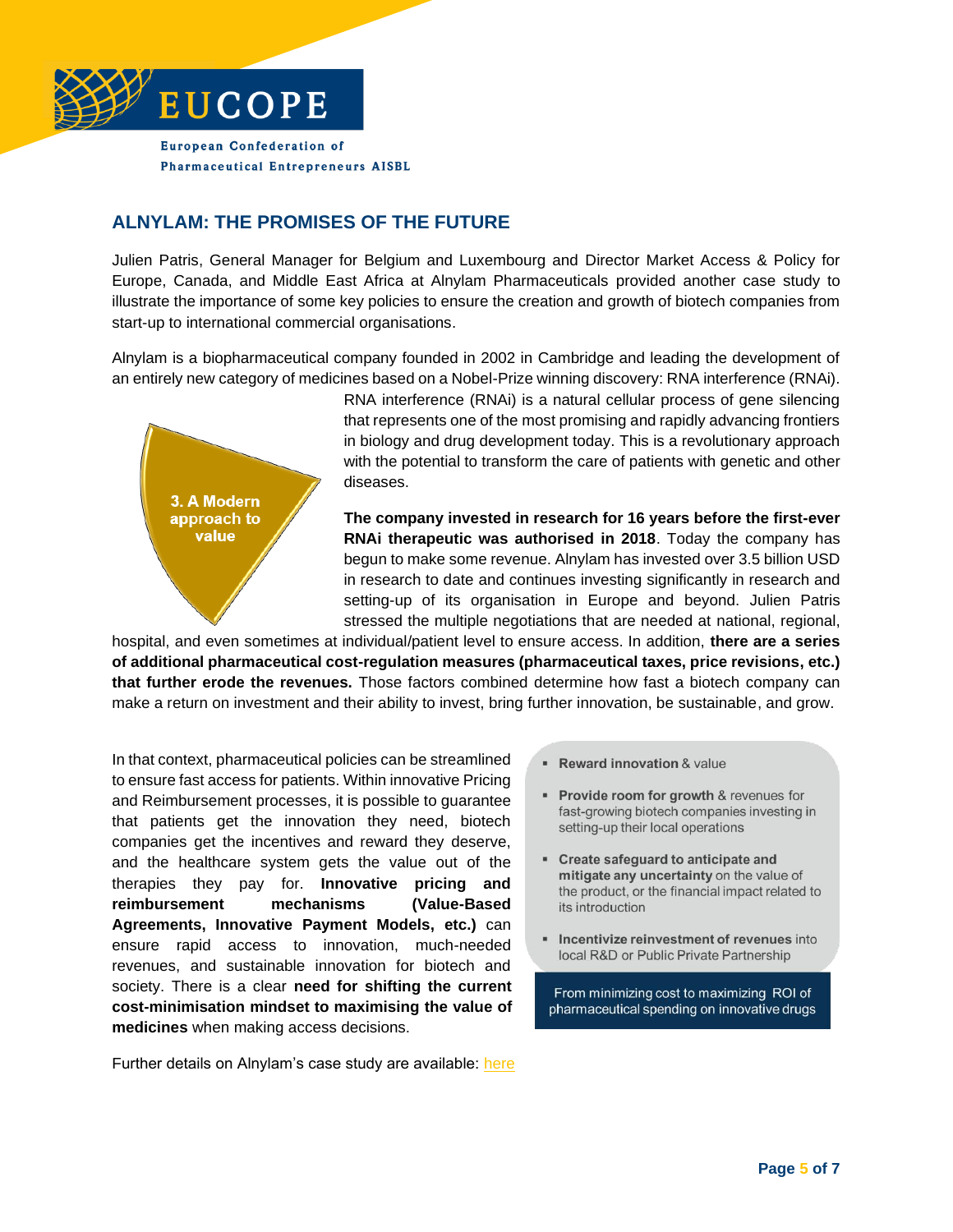## ALNYLAM: THE PROMISES OF THE FUTURE

Julien Patris, General Manager for Belgium and Luxembourg and Director Market Access & Policy for Europe, Canada, and Middle East Africa at Alnylam Pharmaceuticals provided another case study to illustrate the importance of some key policies to ensure the creation and growth of biotech companies from start-up to international commercial organisations.

Alnylam is a biopharmaceutical company founded in 2002 in Cambridge and leading the development of an entirely new category of medicines based on a Nobel-Prize winning discovery: RNA interference (RNAi). RNA interference (RNAi) is a natural cellular process of gene silencing that represents one of the most promising and rapidly advancing frontiers in biology and drug development today. This is a revolutionary approach with the potential to transform the care of patients with genetic and other diseases.

3. A Modern approach to value

**The company invested in research for 16 years before the first-ever RNAi therapeutic was authorised in 2018**. Today the company has begun to make some revenue. Alnylam has invested over 3.5 billion USD in research to date and continues investing significantly in research and setting-up of its organisation in Europe and beyond. Julien Patris stressed the multiple negotiations that are needed at national, regional, hospital, and even sometimes at individual/patient level to ensure access. In addition, **there are a series of additional pharmaceutical cost-regulation measures (pharmaceutical taxes, price revisions, etc.) that further erode the revenues.** Those factors combined determine how fast a biotech company can make a return on investment and their ability to invest, bring further innovation, be sustainable, and grow.

In that context, pharmaceutical policies can be streamlined to ensure fast access for patients. Within innovative Pricing and Reimbursement processes, it is possible to guarantee that patients get the innovation they need, biotech companies get the incentives and reward they deserve, and the healthcare system gets the value out of the therapies they pay for. **Innovative pricing and reimbursement mechanisms (Value-Based Agreements, Innovative Payment Models, etc.)** can ensure rapid access to innovation, much-needed revenues, and sustainable innovation for biotech and society. There is a clear **need for shifting the current cost-minimisation mindset to maximising the value of medicines** when making access decisions.

- **Reward innovation** & value
- **Provide room for growth** & revenues for fast-growing biotech companies investing in setting-up their local operations
- **Create safeguard to anticipate and mitigate any uncertainty** on the value of the product, or the financial impact related to its introduction
- **Incentivize reinvestment of revenues** into local R&D or Public Private Partnership

From minimizing cost to maximizing ROI of pharmaceutical spending on innovative drugs

Further details on Alnylam's case study are available: here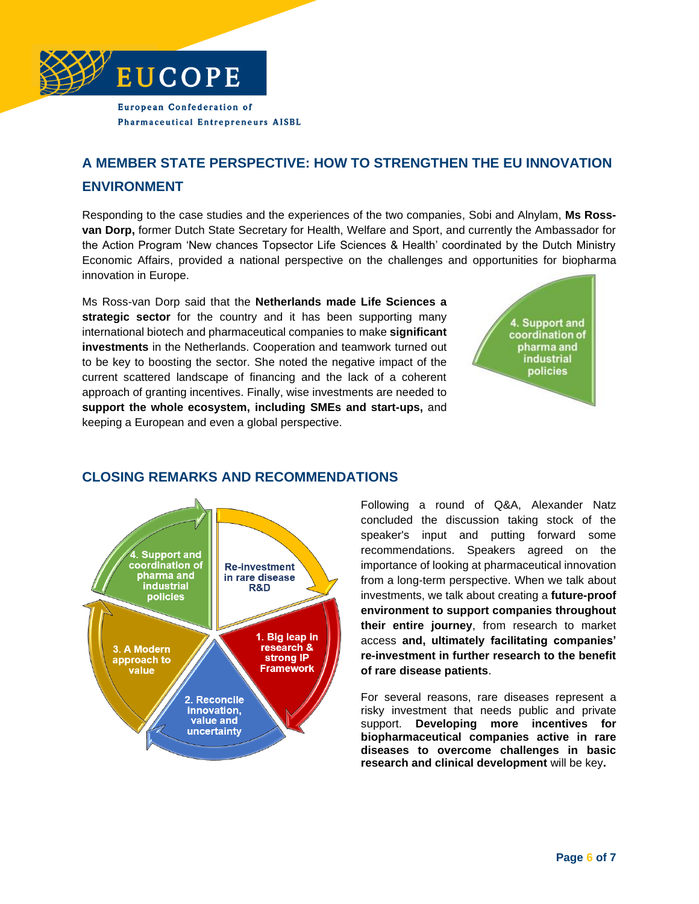## A MEMBER STATE PERSPECTIVE: HOW TO STRENGTHEN THE EU INNOVATION ENVIRONMENT

Responding to the case studies and the experiences of the two companies, Sobi and Alnylam, **Ms Ross-van Dorp,** former Dutch State Secretary for Health, Welfare and Sport, and currently the Ambassador for the Action Program 'New chances Topsector Life Sciences & Health' coordinated by the Dutch Ministry Economic Affairs, provided a national perspective on the challenges and opportunities for biopharma innovation in Europe.

Ms Ross-van Dorp said that the **Netherlands made Life Sciences a strategic sector** for the country and it has been supporting many international biotech and pharmaceutical companies to make **significant investments** in the Netherlands. Cooperation and teamwork turned out to be key to boosting the sector. She noted the negative impact of the current scattered landscape of financing and the lack of a coherent approach of granting incentives. Finally, wise investments are needed to **support the whole ecosystem, including SMEs and start-ups,** and keeping a European and even a global perspective.

4. Support and coordination of pharma and industrial policies

## CLOSING REMARKS AND RECOMMENDATIONS

Re-investment in rare disease R&D

1. Big leap in research & strong IP Framework

2. Reconcile innovation, value and uncertainty

3. A Modern approach to value

4. Support and coordination of pharma and industrial policies

Following a round of Q&A, Alexander Natz concluded the discussion taking stock of the speaker's input and putting forward some recommendations. Speakers agreed on the importance of looking at pharmaceutical innovation from a long-term perspective. When we talk about investments, we talk about creating a **future-proof environment to support companies throughout their entire journey**, from research to market access **and, ultimately facilitating companies' re-investment in further research to the benefit of rare disease patients**.

For several reasons, rare diseases represent a risky investment that needs public and private support. **Developing more incentives for biopharmaceutical companies active in rare diseases to overcome challenges in basic research and clinical development** will be key**.**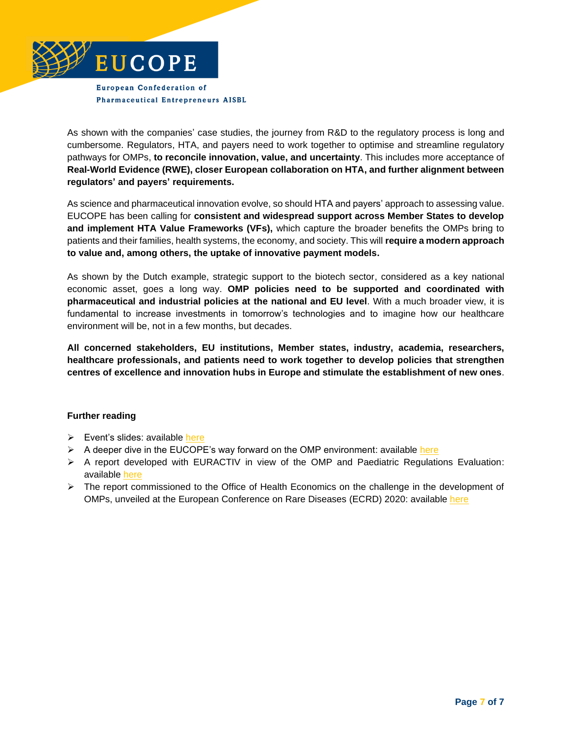As shown with the companies' case studies, the journey from R&D to the regulatory process is long and cumbersome. Regulators, HTA, and payers need to work together to optimise and streamline regulatory pathways for OMPs, **to reconcile innovation, value, and uncertainty**. This includes more acceptance of **Real-World Evidence (RWE), closer European collaboration on HTA, and further alignment between regulators' and payers' requirements.**

As science and pharmaceutical innovation evolve, so should HTA and payers' approach to assessing value. EUCOPE has been calling for **consistent and widespread support across Member States to develop and implement HTA Value Frameworks (VFs),** which capture the broader benefits the OMPs bring to patients and their families, health systems, the economy, and society. This will **require a modern approach to value and, among others, the uptake of innovative payment models.**

As shown by the Dutch example, strategic support to the biotech sector, considered as a key national economic asset, goes a long way. **OMP policies need to be supported and coordinated with pharmaceutical and industrial policies at the national and EU level**. With a much broader view, it is fundamental to increase investments in tomorrow's technologies and to imagine how our healthcare environment will be, not in a few months, but decades.

**All concerned stakeholders, EU institutions, Member states, industry, academia, researchers, healthcare professionals, and patients need to work together to develop policies that strengthen centres of excellence and innovation hubs in Europe and stimulate the establishment of new ones**.

**Further reading**

- Event's slides: available here
- A deeper dive in the EUCOPE's way forward on the OMP environment: available here
- A report developed with EURACTIV in view of the OMP and Paediatric Regulations Evaluation: available here
- The report commissioned to the Office of Health Economics on the challenge in the development of OMPs, unveiled at the European Conference on Rare Diseases (ECRD) 2020: available here